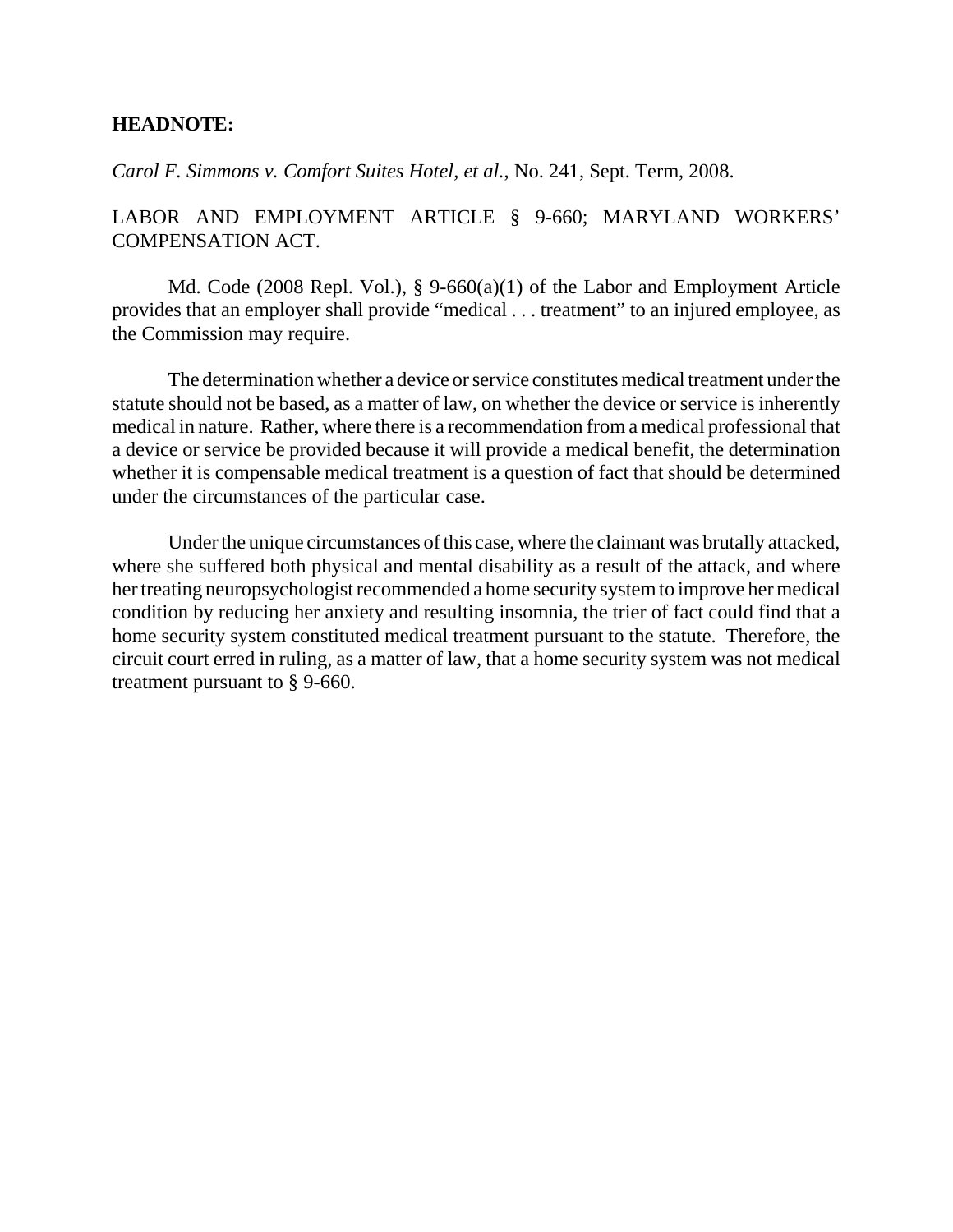**HEADNOTE:**

*Carol F. Simmons v. Comfort Suites Hotel, et al.*, No. 241, Sept. Term, 2008.

LABOR AND EMPLOYMENT ARTICLE § 9-660; MARYLAND WORKERS' COMPENSATION ACT.

Md. Code (2008 Repl. Vol.), § 9-660(a)(1) of the Labor and Employment Article provides that an employer shall provide "medical . . . treatment" to an injured employee, as the Commission may require.

The determination whether a device or service constitutes medical treatment under the statute should not be based, as a matter of law, on whether the device or service is inherently medical in nature. Rather, where there is a recommendation from a medical professional that a device or service be provided because it will provide a medical benefit, the determination whether it is compensable medical treatment is a question of fact that should be determined under the circumstances of the particular case.

Under the unique circumstances of this case, where the claimant was brutally attacked, where she suffered both physical and mental disability as a result of the attack, and where her treating neuropsychologist recommended a home security system to improve her medical condition by reducing her anxiety and resulting insomnia, the trier of fact could find that a home security system constituted medical treatment pursuant to the statute. Therefore, the circuit court erred in ruling, as a matter of law, that a home security system was not medical treatment pursuant to § 9-660.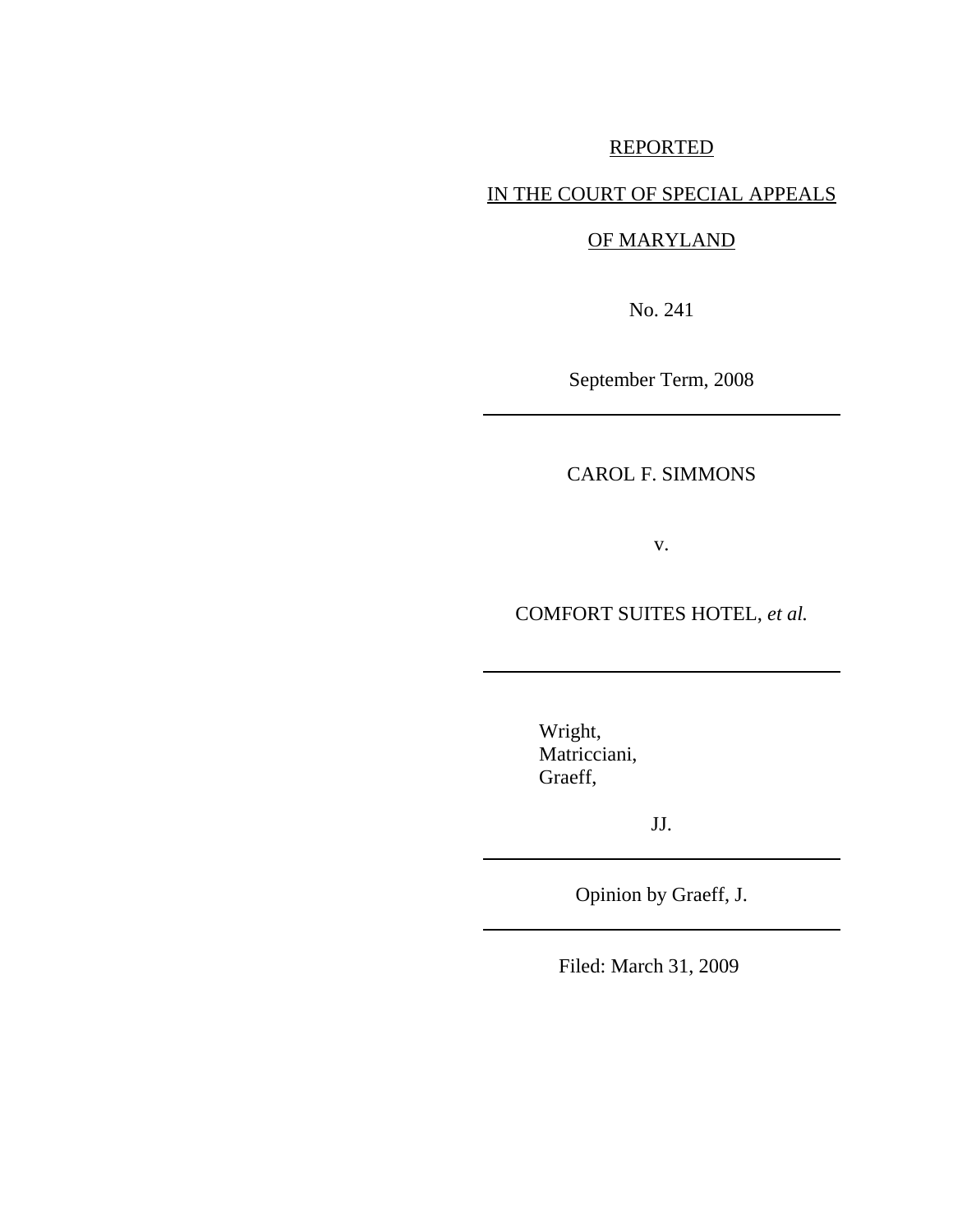REPORTED

IN THE COURT OF SPECIAL APPEALS

OF MARYLAND

No. 241

September Term, 2008

---

CAROL F. SIMMONS

v.

COMFORT SUITES HOTEL, *et al.*

---

Wright,
Matricciani,
Graeff,

JJ.

---

Opinion by Graeff, J.

---

Filed: March 31, 2009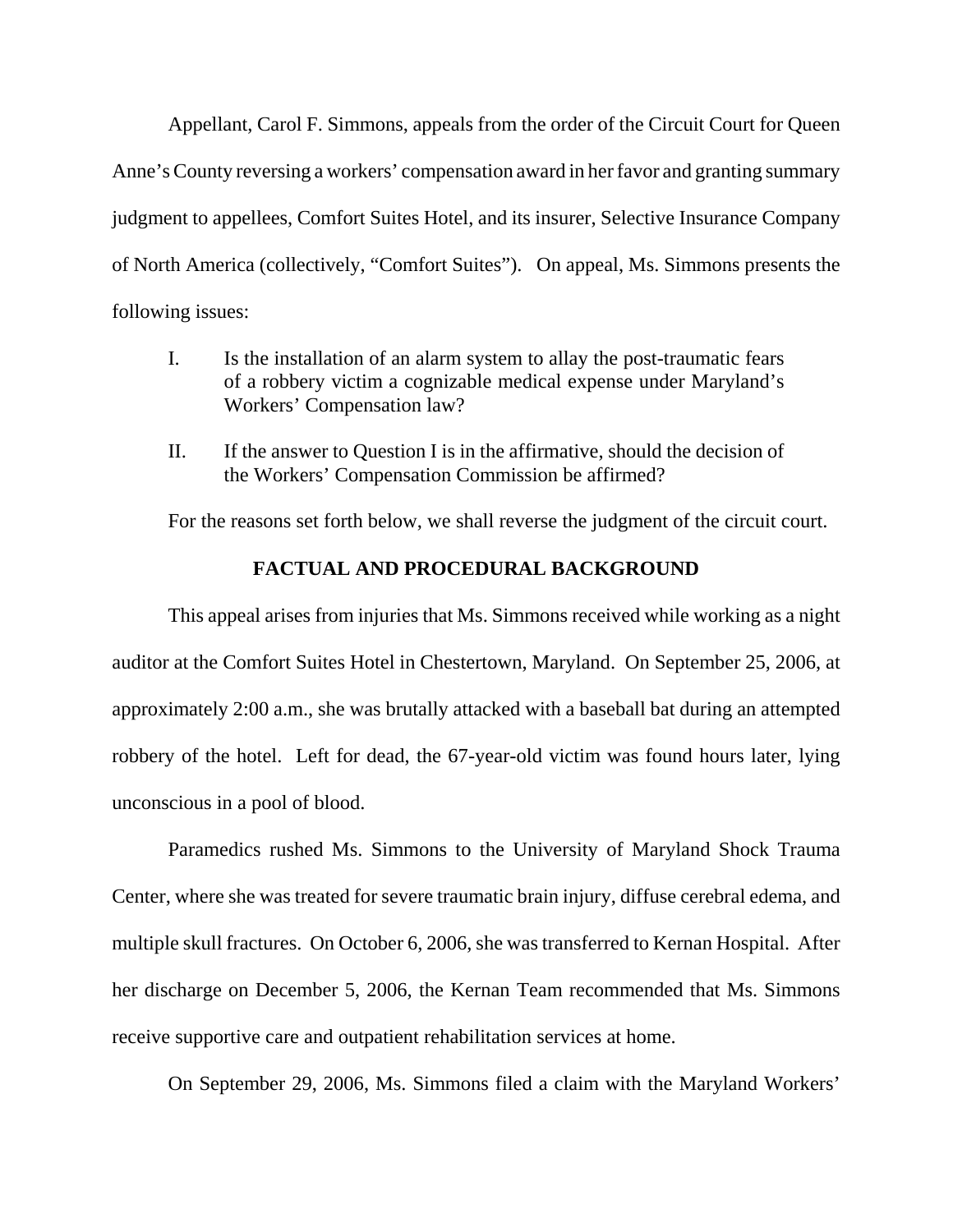Appellant, Carol F. Simmons, appeals from the order of the Circuit Court for Queen Anne's County reversing a workers' compensation award in her favor and granting summary judgment to appellees, Comfort Suites Hotel, and its insurer, Selective Insurance Company of North America (collectively, "Comfort Suites"). On appeal, Ms. Simmons presents the following issues:

> I. Is the installation of an alarm system to allay the post-traumatic fears of a robbery victim a cognizable medical expense under Maryland's Workers' Compensation law?
>
> II. If the answer to Question I is in the affirmative, should the decision of the Workers' Compensation Commission be affirmed?

For the reasons set forth below, we shall reverse the judgment of the circuit court.

## FACTUAL AND PROCEDURAL BACKGROUND

This appeal arises from injuries that Ms. Simmons received while working as a night auditor at the Comfort Suites Hotel in Chestertown, Maryland. On September 25, 2006, at approximately 2:00 a.m., she was brutally attacked with a baseball bat during an attempted robbery of the hotel. Left for dead, the 67-year-old victim was found hours later, lying unconscious in a pool of blood.

Paramedics rushed Ms. Simmons to the University of Maryland Shock Trauma Center, where she was treated for severe traumatic brain injury, diffuse cerebral edema, and multiple skull fractures. On October 6, 2006, she was transferred to Kernan Hospital. After her discharge on December 5, 2006, the Kernan Team recommended that Ms. Simmons receive supportive care and outpatient rehabilitation services at home.

On September 29, 2006, Ms. Simmons filed a claim with the Maryland Workers'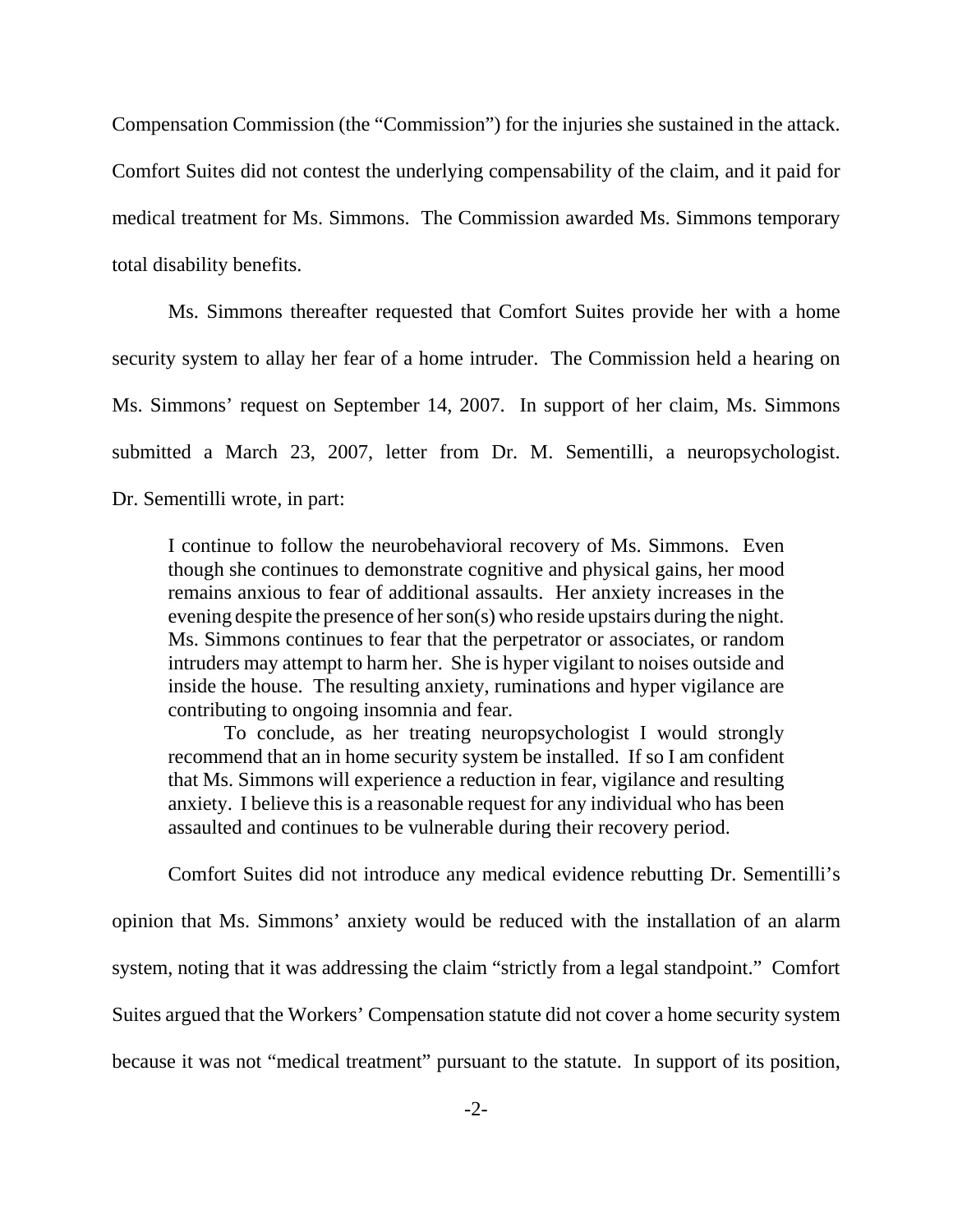Compensation Commission (the "Commission") for the injuries she sustained in the attack. Comfort Suites did not contest the underlying compensability of the claim, and it paid for medical treatment for Ms. Simmons. The Commission awarded Ms. Simmons temporary total disability benefits.

Ms. Simmons thereafter requested that Comfort Suites provide her with a home security system to allay her fear of a home intruder. The Commission held a hearing on Ms. Simmons' request on September 14, 2007. In support of her claim, Ms. Simmons submitted a March 23, 2007, letter from Dr. M. Sementilli, a neuropsychologist. Dr. Sementilli wrote, in part:

> I continue to follow the neurobehavioral recovery of Ms. Simmons. Even though she continues to demonstrate cognitive and physical gains, her mood remains anxious to fear of additional assaults. Her anxiety increases in the evening despite the presence of her son(s) who reside upstairs during the night. Ms. Simmons continues to fear that the perpetrator or associates, or random intruders may attempt to harm her. She is hyper vigilant to noises outside and inside the house. The resulting anxiety, ruminations and hyper vigilance are contributing to ongoing insomnia and fear.
>
> To conclude, as her treating neuropsychologist I would strongly recommend that an in home security system be installed. If so I am confident that Ms. Simmons will experience a reduction in fear, vigilance and resulting anxiety. I believe this is a reasonable request for any individual who has been assaulted and continues to be vulnerable during their recovery period.

Comfort Suites did not introduce any medical evidence rebutting Dr. Sementilli's opinion that Ms. Simmons' anxiety would be reduced with the installation of an alarm system, noting that it was addressing the claim "strictly from a legal standpoint." Comfort Suites argued that the Workers' Compensation statute did not cover a home security system because it was not "medical treatment" pursuant to the statute. In support of its position,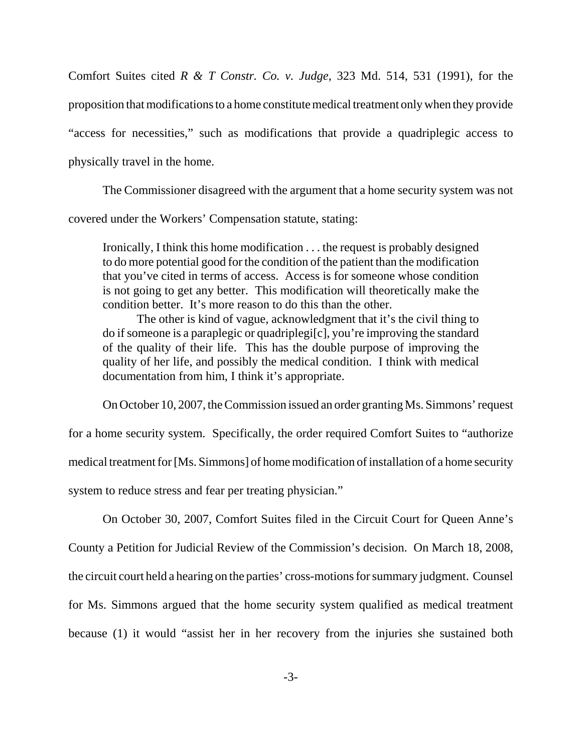Comfort Suites cited *R & T Constr. Co. v. Judge*, 323 Md. 514, 531 (1991), for the proposition that modifications to a home constitute medical treatment only when they provide "access for necessities," such as modifications that provide a quadriplegic access to physically travel in the home.

The Commissioner disagreed with the argument that a home security system was not covered under the Workers' Compensation statute, stating:

> Ironically, I think this home modification . . . the request is probably designed to do more potential good for the condition of the patient than the modification that you've cited in terms of access. Access is for someone whose condition is not going to get any better. This modification will theoretically make the condition better. It's more reason to do this than the other.
>
> The other is kind of vague, acknowledgment that it's the civil thing to do if someone is a paraplegic or quadriplegi[c], you're improving the standard of the quality of their life. This has the double purpose of improving the quality of her life, and possibly the medical condition. I think with medical documentation from him, I think it's appropriate.

On October 10, 2007, the Commission issued an order granting Ms. Simmons' request for a home security system. Specifically, the order required Comfort Suites to "authorize medical treatment for [Ms. Simmons] of home modification of installation of a home security system to reduce stress and fear per treating physician."

On October 30, 2007, Comfort Suites filed in the Circuit Court for Queen Anne's County a Petition for Judicial Review of the Commission's decision. On March 18, 2008, the circuit court held a hearing on the parties' cross-motions for summary judgment. Counsel for Ms. Simmons argued that the home security system qualified as medical treatment because (1) it would "assist her in her recovery from the injuries she sustained both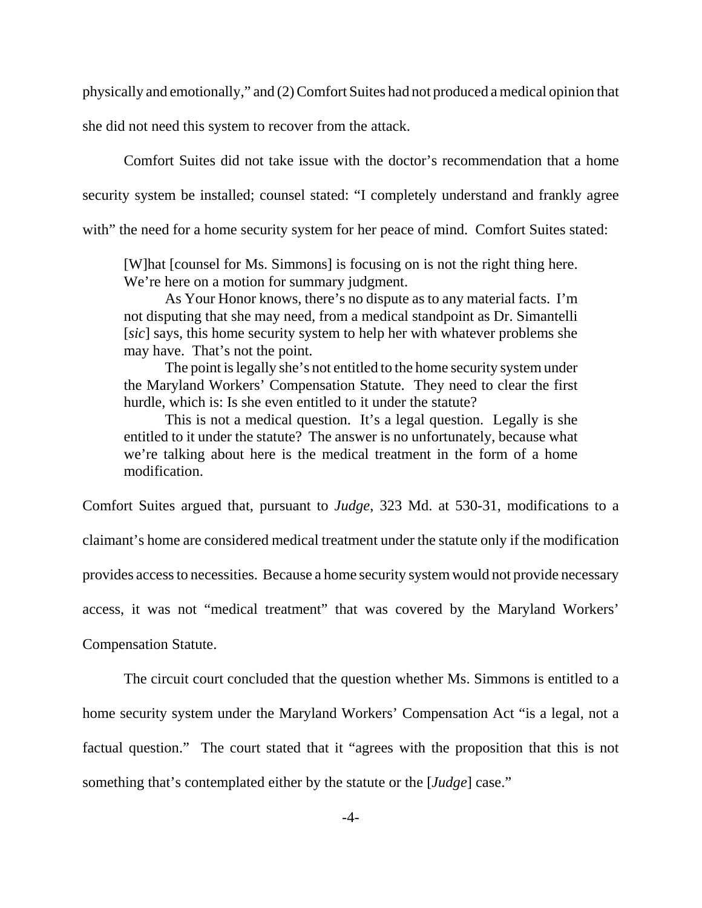physically and emotionally," and (2) Comfort Suites had not produced a medical opinion that she did not need this system to recover from the attack.

Comfort Suites did not take issue with the doctor's recommendation that a home security system be installed; counsel stated: "I completely understand and frankly agree with" the need for a home security system for her peace of mind. Comfort Suites stated:

> [W]hat [counsel for Ms. Simmons] is focusing on is not the right thing here. We're here on a motion for summary judgment.
>
> As Your Honor knows, there's no dispute as to any material facts. I'm not disputing that she may need, from a medical standpoint as Dr. Simantelli [*sic*] says, this home security system to help her with whatever problems she may have. That's not the point.
>
> The point is legally she's not entitled to the home security system under the Maryland Workers' Compensation Statute. They need to clear the first hurdle, which is: Is she even entitled to it under the statute?
>
> This is not a medical question. It's a legal question. Legally is she entitled to it under the statute? The answer is no unfortunately, because what we're talking about here is the medical treatment in the form of a home modification.

Comfort Suites argued that, pursuant to *Judge*, 323 Md. at 530-31, modifications to a claimant's home are considered medical treatment under the statute only if the modification provides access to necessities. Because a home security system would not provide necessary access, it was not "medical treatment" that was covered by the Maryland Workers' Compensation Statute.

The circuit court concluded that the question whether Ms. Simmons is entitled to a home security system under the Maryland Workers' Compensation Act "is a legal, not a factual question." The court stated that it "agrees with the proposition that this is not something that's contemplated either by the statute or the [*Judge*] case."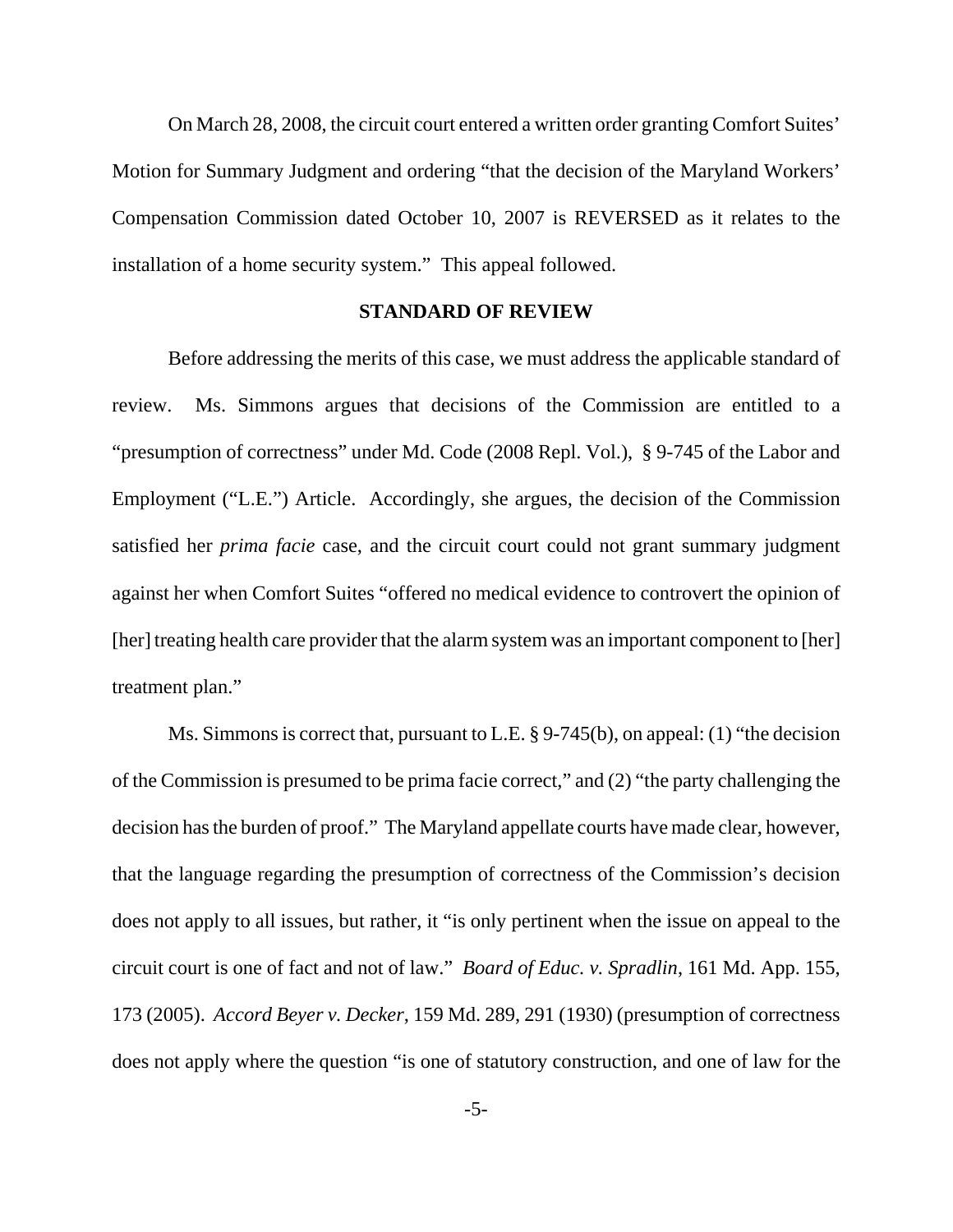On March 28, 2008, the circuit court entered a written order granting Comfort Suites' Motion for Summary Judgment and ordering "that the decision of the Maryland Workers' Compensation Commission dated October 10, 2007 is REVERSED as it relates to the installation of a home security system." This appeal followed.

**STANDARD OF REVIEW**

Before addressing the merits of this case, we must address the applicable standard of review. Ms. Simmons argues that decisions of the Commission are entitled to a "presumption of correctness" under Md. Code (2008 Repl. Vol.), § 9-745 of the Labor and Employment ("L.E.") Article. Accordingly, she argues, the decision of the Commission satisfied her *prima facie* case, and the circuit court could not grant summary judgment against her when Comfort Suites "offered no medical evidence to controvert the opinion of [her] treating health care provider that the alarm system was an important component to [her] treatment plan."

Ms. Simmons is correct that, pursuant to L.E. § 9-745(b), on appeal: (1) "the decision of the Commission is presumed to be prima facie correct," and (2) "the party challenging the decision has the burden of proof." The Maryland appellate courts have made clear, however, that the language regarding the presumption of correctness of the Commission's decision does not apply to all issues, but rather, it "is only pertinent when the issue on appeal to the circuit court is one of fact and not of law." *Board of Educ. v. Spradlin*, 161 Md. App. 155, 173 (2005). *Accord Beyer v. Decker*, 159 Md. 289, 291 (1930) (presumption of correctness does not apply where the question "is one of statutory construction, and one of law for the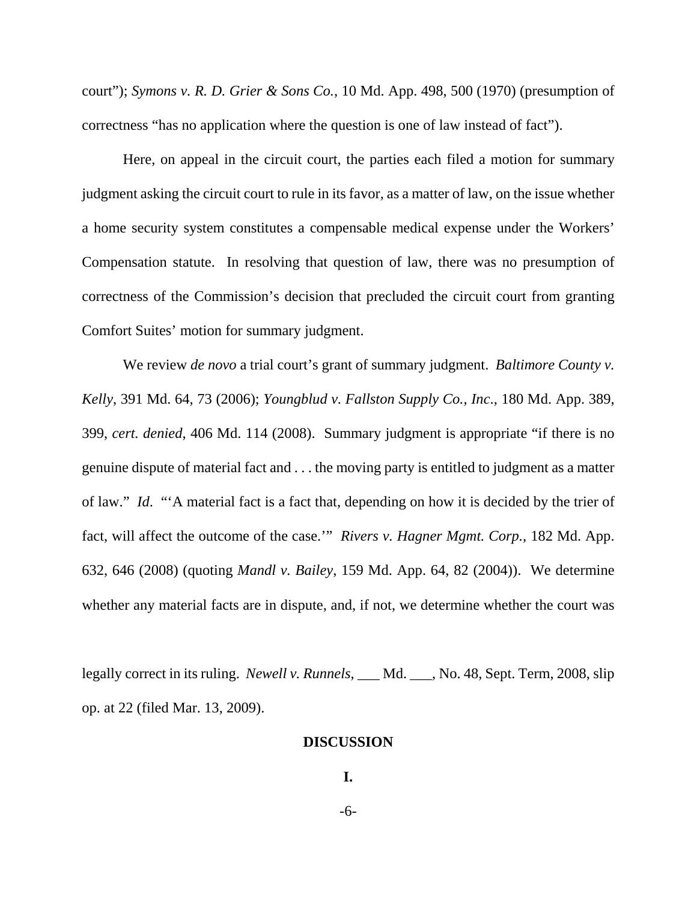court"); *Symons v. R. D. Grier & Sons Co.*, 10 Md. App. 498, 500 (1970) (presumption of correctness "has no application where the question is one of law instead of fact").

Here, on appeal in the circuit court, the parties each filed a motion for summary judgment asking the circuit court to rule in its favor, as a matter of law, on the issue whether a home security system constitutes a compensable medical expense under the Workers' Compensation statute. In resolving that question of law, there was no presumption of correctness of the Commission's decision that precluded the circuit court from granting Comfort Suites' motion for summary judgment.

We review *de novo* a trial court's grant of summary judgment. *Baltimore County v. Kelly*, 391 Md. 64, 73 (2006); *Youngblud v. Fallston Supply Co., Inc.*, 180 Md. App. 389, 399, *cert. denied*, 406 Md. 114 (2008). Summary judgment is appropriate "if there is no genuine dispute of material fact and . . . the moving party is entitled to judgment as a matter of law." *Id*. "'A material fact is a fact that, depending on how it is decided by the trier of fact, will affect the outcome of the case.'" *Rivers v. Hagner Mgmt. Corp.*, 182 Md. App. 632, 646 (2008) (quoting *Mandl v. Bailey*, 159 Md. App. 64, 82 (2004)). We determine whether any material facts are in dispute, and, if not, we determine whether the court was legally correct in its ruling. *Newell v. Runnels*, ___ Md. ___, No. 48, Sept. Term, 2008, slip op. at 22 (filed Mar. 13, 2009).

## DISCUSSION

### I.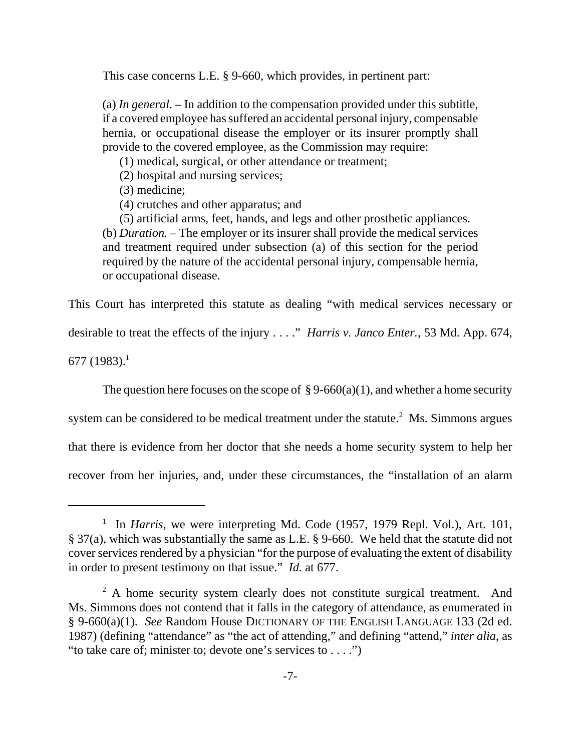This case concerns L.E. § 9-660, which provides, in pertinent part:

> (a) *In general*. – In addition to the compensation provided under this subtitle, if a covered employee has suffered an accidental personal injury, compensable hernia, or occupational disease the employer or its insurer promptly shall provide to the covered employee, as the Commission may require:
>
> (1) medical, surgical, or other attendance or treatment;
>
> (2) hospital and nursing services;
>
> (3) medicine;
>
> (4) crutches and other apparatus; and
>
> (5) artificial arms, feet, hands, and legs and other prosthetic appliances.
>
> (b) *Duration*. – The employer or its insurer shall provide the medical services and treatment required under subsection (a) of this section for the period required by the nature of the accidental personal injury, compensable hernia, or occupational disease.

This Court has interpreted this statute as dealing "with medical services necessary or desirable to treat the effects of the injury . . . ." *Harris v. Janco Enter.*, 53 Md. App. 674, 677 (1983).[1]

The question here focuses on the scope of § 9-660(a)(1), and whether a home security system can be considered to be medical treatment under the statute.[2] Ms. Simmons argues that there is evidence from her doctor that she needs a home security system to help her recover from her injuries, and, under these circumstances, the "installation of an alarm

---

[1] In *Harris*, we were interpreting Md. Code (1957, 1979 Repl. Vol.), Art. 101, § 37(a), which was substantially the same as L.E. § 9-660. We held that the statute did not cover services rendered by a physician "for the purpose of evaluating the extent of disability in order to present testimony on that issue." *Id.* at 677.

[2] A home security system clearly does not constitute surgical treatment. And Ms. Simmons does not contend that it falls in the category of attendance, as enumerated in § 9-660(a)(1). *See* Random House DICTIONARY OF THE ENGLISH LANGUAGE 133 (2d ed. 1987) (defining "attendance" as "the act of attending," and defining "attend," *inter alia*, as "to take care of; minister to; devote one's services to . . . .")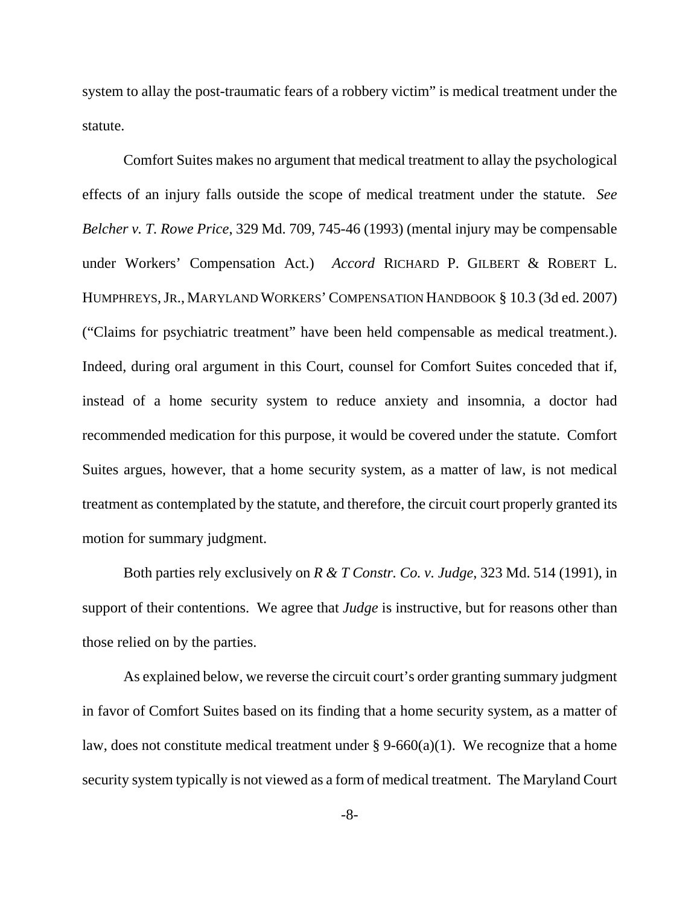system to allay the post-traumatic fears of a robbery victim" is medical treatment under the statute.

Comfort Suites makes no argument that medical treatment to allay the psychological effects of an injury falls outside the scope of medical treatment under the statute. *See Belcher v. T. Rowe Price*, 329 Md. 709, 745-46 (1993) (mental injury may be compensable under Workers' Compensation Act.) *Accord* RICHARD P. GILBERT & ROBERT L. HUMPHREYS, JR., MARYLAND WORKERS' COMPENSATION HANDBOOK § 10.3 (3d ed. 2007) ("Claims for psychiatric treatment" have been held compensable as medical treatment.). Indeed, during oral argument in this Court, counsel for Comfort Suites conceded that if, instead of a home security system to reduce anxiety and insomnia, a doctor had recommended medication for this purpose, it would be covered under the statute. Comfort Suites argues, however, that a home security system, as a matter of law, is not medical treatment as contemplated by the statute, and therefore, the circuit court properly granted its motion for summary judgment.

Both parties rely exclusively on *R & T Constr. Co. v. Judge*, 323 Md. 514 (1991), in support of their contentions. We agree that *Judge* is instructive, but for reasons other than those relied on by the parties.

As explained below, we reverse the circuit court's order granting summary judgment in favor of Comfort Suites based on its finding that a home security system, as a matter of law, does not constitute medical treatment under § 9-660(a)(1). We recognize that a home security system typically is not viewed as a form of medical treatment. The Maryland Court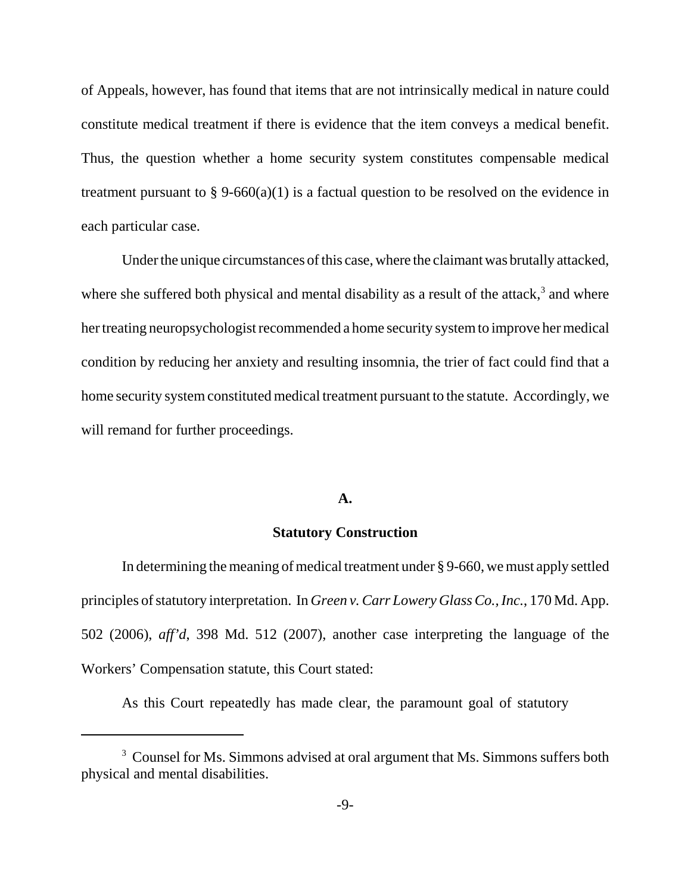of Appeals, however, has found that items that are not intrinsically medical in nature could constitute medical treatment if there is evidence that the item conveys a medical benefit. Thus, the question whether a home security system constitutes compensable medical treatment pursuant to § 9-660(a)(1) is a factual question to be resolved on the evidence in each particular case.

Under the unique circumstances of this case, where the claimant was brutally attacked, where she suffered both physical and mental disability as a result of the attack,[3] and where her treating neuropsychologist recommended a home security system to improve her medical condition by reducing her anxiety and resulting insomnia, the trier of fact could find that a home security system constituted medical treatment pursuant to the statute. Accordingly, we will remand for further proceedings.

### A.

### Statutory Construction

In determining the meaning of medical treatment under § 9-660, we must apply settled principles of statutory interpretation. In *Green v. Carr Lowery Glass Co., Inc.*, 170 Md. App. 502 (2006), *aff'd*, 398 Md. 512 (2007), another case interpreting the language of the Workers' Compensation statute, this Court stated:

As this Court repeatedly has made clear, the paramount goal of statutory

---

[3] Counsel for Ms. Simmons advised at oral argument that Ms. Simmons suffers both physical and mental disabilities.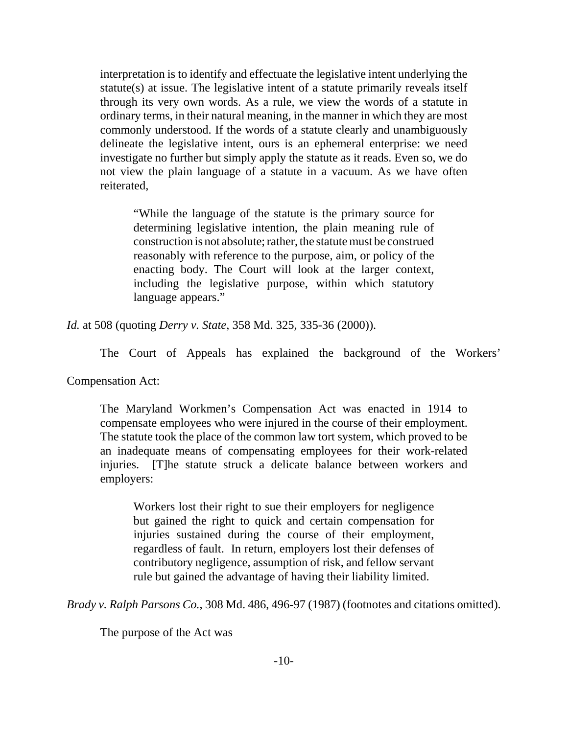> interpretation is to identify and effectuate the legislative intent underlying the statute(s) at issue. The legislative intent of a statute primarily reveals itself through its very own words. As a rule, we view the words of a statute in ordinary terms, in their natural meaning, in the manner in which they are most commonly understood. If the words of a statute clearly and unambiguously delineate the legislative intent, ours is an ephemeral enterprise: we need investigate no further but simply apply the statute as it reads. Even so, we do not view the plain language of a statute in a vacuum. As we have often reiterated,
>
> > "While the language of the statute is the primary source for determining legislative intention, the plain meaning rule of construction is not absolute; rather, the statute must be construed reasonably with reference to the purpose, aim, or policy of the enacting body. The Court will look at the larger context, including the legislative purpose, within which statutory language appears."

*Id.* at 508 (quoting *Derry v. State*, 358 Md. 325, 335-36 (2000)).

The Court of Appeals has explained the background of the Workers' Compensation Act:

> The Maryland Workmen's Compensation Act was enacted in 1914 to compensate employees who were injured in the course of their employment. The statute took the place of the common law tort system, which proved to be an inadequate means of compensating employees for their work-related injuries. [T]he statute struck a delicate balance between workers and employers:
>
> > Workers lost their right to sue their employers for negligence but gained the right to quick and certain compensation for injuries sustained during the course of their employment, regardless of fault. In return, employers lost their defenses of contributory negligence, assumption of risk, and fellow servant rule but gained the advantage of having their liability limited.

*Brady v. Ralph Parsons Co.*, 308 Md. 486, 496-97 (1987) (footnotes and citations omitted).

The purpose of the Act was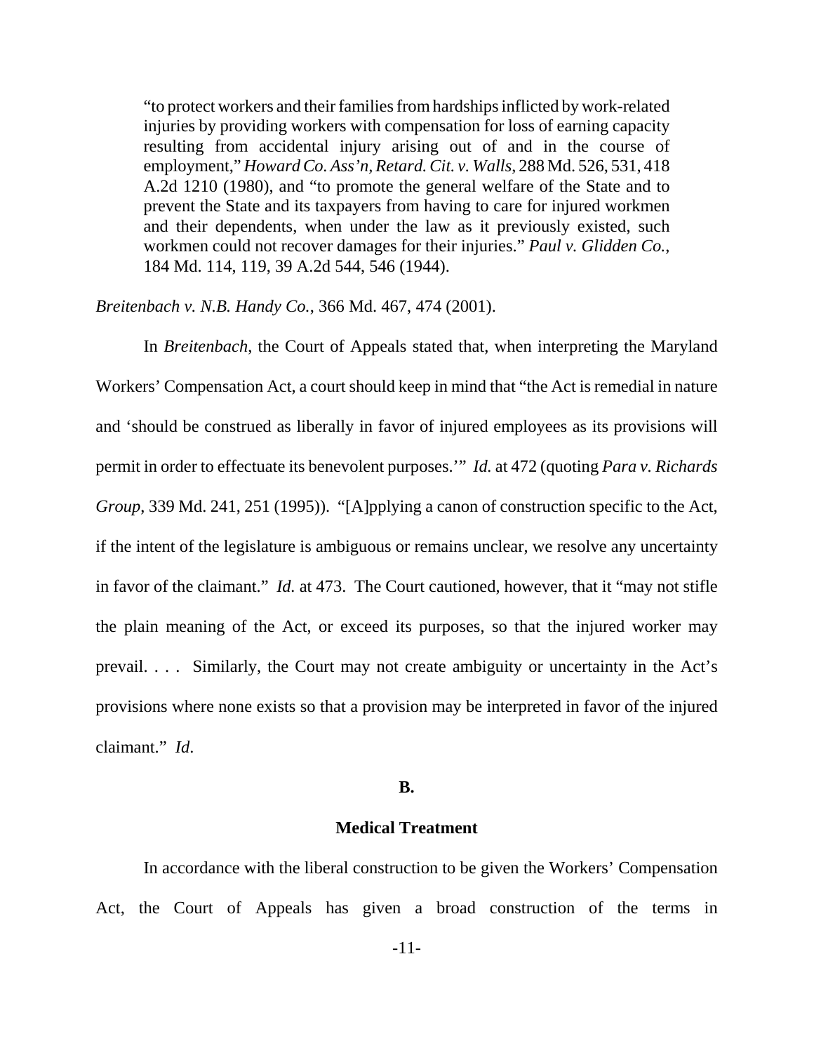> "to protect workers and their families from hardships inflicted by work-related injuries by providing workers with compensation for loss of earning capacity resulting from accidental injury arising out of and in the course of employment," *Howard Co. Ass'n, Retard. Cit. v. Walls*, 288 Md. 526, 531, 418 A.2d 1210 (1980), and "to promote the general welfare of the State and to prevent the State and its taxpayers from having to care for injured workmen and their dependents, when under the law as it previously existed, such workmen could not recover damages for their injuries." *Paul v. Glidden Co.*, 184 Md. 114, 119, 39 A.2d 544, 546 (1944).

*Breitenbach v. N.B. Handy Co.*, 366 Md. 467, 474 (2001).

In *Breitenbach*, the Court of Appeals stated that, when interpreting the Maryland Workers' Compensation Act, a court should keep in mind that "the Act is remedial in nature and 'should be construed as liberally in favor of injured employees as its provisions will permit in order to effectuate its benevolent purposes.'" *Id.* at 472 (quoting *Para v. Richards Group*, 339 Md. 241, 251 (1995)). "[A]pplying a canon of construction specific to the Act, if the intent of the legislature is ambiguous or remains unclear, we resolve any uncertainty in favor of the claimant." *Id.* at 473. The Court cautioned, however, that it "may not stifle the plain meaning of the Act, or exceed its purposes, so that the injured worker may prevail. . . . Similarly, the Court may not create ambiguity or uncertainty in the Act's provisions where none exists so that a provision may be interpreted in favor of the injured claimant." *Id*.

## B.

## Medical Treatment

In accordance with the liberal construction to be given the Workers' Compensation Act, the Court of Appeals has given a broad construction of the terms in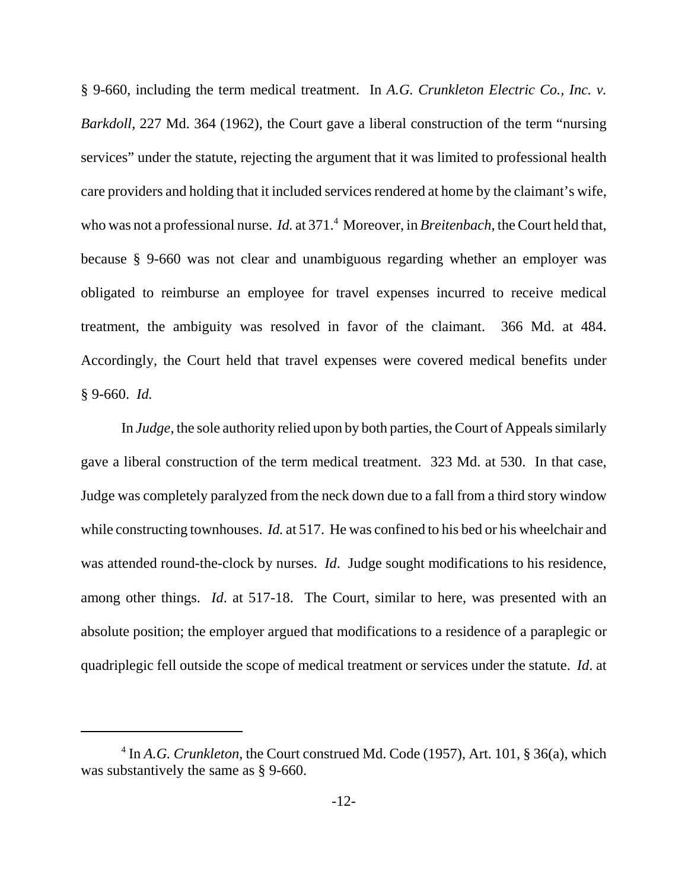§ 9-660, including the term medical treatment. In *A.G. Crunkleton Electric Co., Inc. v. Barkdoll*, 227 Md. 364 (1962), the Court gave a liberal construction of the term "nursing services" under the statute, rejecting the argument that it was limited to professional health care providers and holding that it included services rendered at home by the claimant's wife, who was not a professional nurse. *Id.* at 371.[4] Moreover, in *Breitenbach*, the Court held that, because § 9-660 was not clear and unambiguous regarding whether an employer was obligated to reimburse an employee for travel expenses incurred to receive medical treatment, the ambiguity was resolved in favor of the claimant. 366 Md. at 484. Accordingly, the Court held that travel expenses were covered medical benefits under § 9-660. *Id.*

In *Judge*, the sole authority relied upon by both parties, the Court of Appeals similarly gave a liberal construction of the term medical treatment. 323 Md. at 530. In that case, Judge was completely paralyzed from the neck down due to a fall from a third story window while constructing townhouses. *Id.* at 517. He was confined to his bed or his wheelchair and was attended round-the-clock by nurses. *Id*. Judge sought modifications to his residence, among other things. *Id*. at 517-18. The Court, similar to here, was presented with an absolute position; the employer argued that modifications to a residence of a paraplegic or quadriplegic fell outside the scope of medical treatment or services under the statute. *Id*. at

---

[4] In *A.G. Crunkleton*, the Court construed Md. Code (1957), Art. 101, § 36(a), which was substantively the same as § 9-660.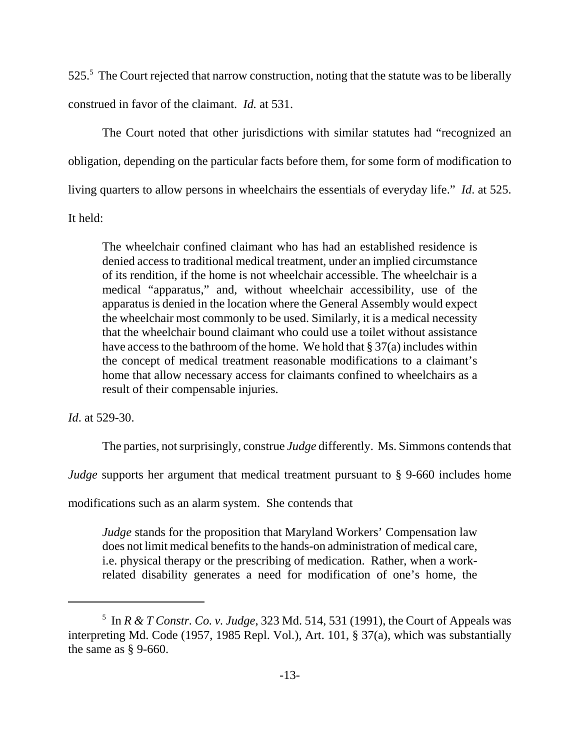525.[5] The Court rejected that narrow construction, noting that the statute was to be liberally construed in favor of the claimant. *Id.* at 531.

The Court noted that other jurisdictions with similar statutes had "recognized an obligation, depending on the particular facts before them, for some form of modification to living quarters to allow persons in wheelchairs the essentials of everyday life." *Id*. at 525. It held:

> The wheelchair confined claimant who has had an established residence is denied access to traditional medical treatment, under an implied circumstance of its rendition, if the home is not wheelchair accessible. The wheelchair is a medical "apparatus," and, without wheelchair accessibility, use of the apparatus is denied in the location where the General Assembly would expect the wheelchair most commonly to be used. Similarly, it is a medical necessity that the wheelchair bound claimant who could use a toilet without assistance have access to the bathroom of the home. We hold that § 37(a) includes within the concept of medical treatment reasonable modifications to a claimant's home that allow necessary access for claimants confined to wheelchairs as a result of their compensable injuries.

*Id*. at 529-30.

The parties, not surprisingly, construe *Judge* differently. Ms. Simmons contends that *Judge* supports her argument that medical treatment pursuant to § 9-660 includes home modifications such as an alarm system. She contends that

> *Judge* stands for the proposition that Maryland Workers' Compensation law does not limit medical benefits to the hands-on administration of medical care, i.e. physical therapy or the prescribing of medication. Rather, when a work-related disability generates a need for modification of one's home, the

[5] In *R & T Constr. Co. v. Judge*, 323 Md. 514, 531 (1991), the Court of Appeals was interpreting Md. Code (1957, 1985 Repl. Vol.), Art. 101, § 37(a), which was substantially the same as § 9-660.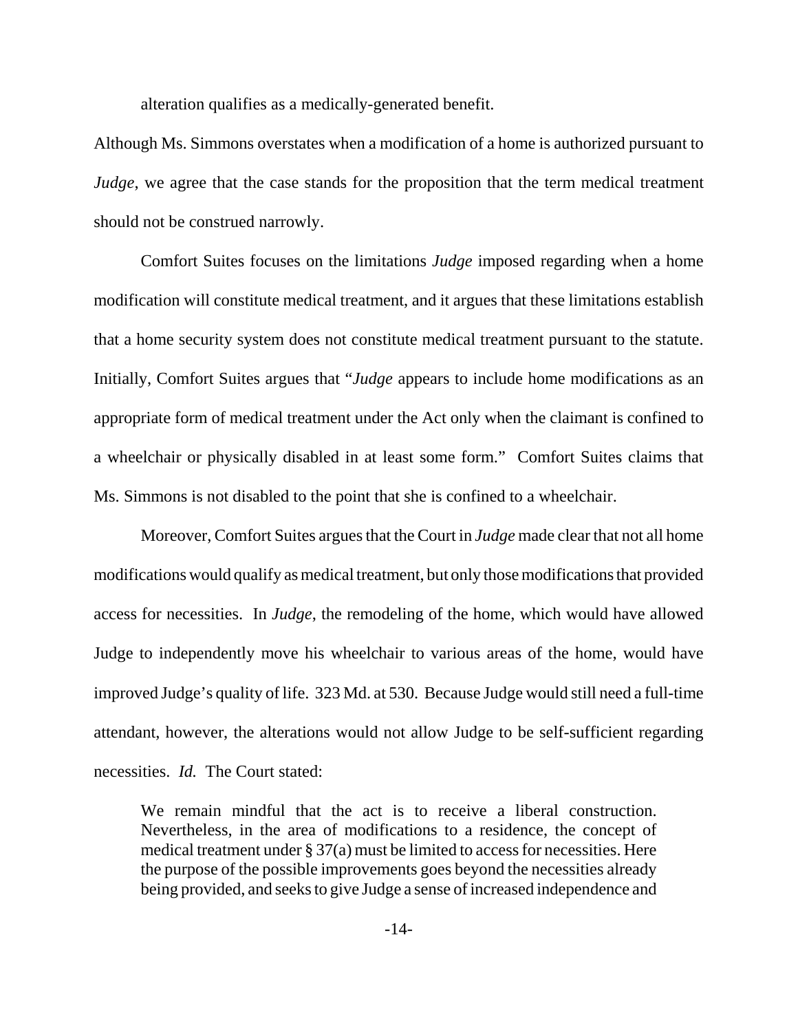alteration qualifies as a medically-generated benefit.

Although Ms. Simmons overstates when a modification of a home is authorized pursuant to *Judge*, we agree that the case stands for the proposition that the term medical treatment should not be construed narrowly.

Comfort Suites focuses on the limitations *Judge* imposed regarding when a home modification will constitute medical treatment, and it argues that these limitations establish that a home security system does not constitute medical treatment pursuant to the statute. Initially, Comfort Suites argues that "*Judge* appears to include home modifications as an appropriate form of medical treatment under the Act only when the claimant is confined to a wheelchair or physically disabled in at least some form." Comfort Suites claims that Ms. Simmons is not disabled to the point that she is confined to a wheelchair.

Moreover, Comfort Suites argues that the Court in *Judge* made clear that not all home modifications would qualify as medical treatment, but only those modifications that provided access for necessities. In *Judge*, the remodeling of the home, which would have allowed Judge to independently move his wheelchair to various areas of the home, would have improved Judge's quality of life. 323 Md. at 530. Because Judge would still need a full-time attendant, however, the alterations would not allow Judge to be self-sufficient regarding necessities. *Id.* The Court stated:

> We remain mindful that the act is to receive a liberal construction. Nevertheless, in the area of modifications to a residence, the concept of medical treatment under § 37(a) must be limited to access for necessities. Here the purpose of the possible improvements goes beyond the necessities already being provided, and seeks to give Judge a sense of increased independence and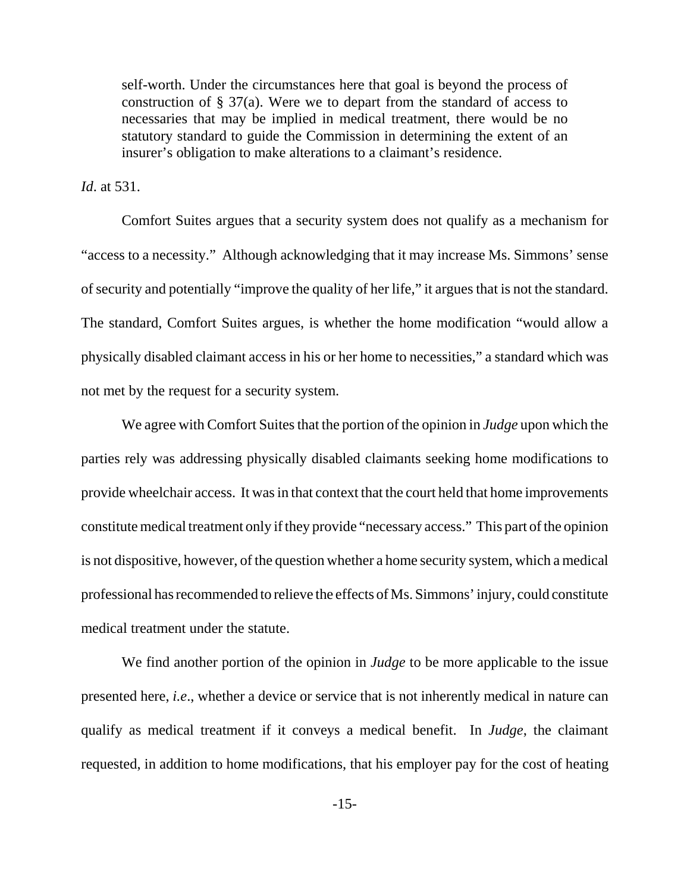> self-worth. Under the circumstances here that goal is beyond the process of construction of § 37(a). Were we to depart from the standard of access to necessaries that may be implied in medical treatment, there would be no statutory standard to guide the Commission in determining the extent of an insurer's obligation to make alterations to a claimant's residence.

*Id*. at 531.

Comfort Suites argues that a security system does not qualify as a mechanism for "access to a necessity." Although acknowledging that it may increase Ms. Simmons' sense of security and potentially "improve the quality of her life," it argues that is not the standard. The standard, Comfort Suites argues, is whether the home modification "would allow a physically disabled claimant access in his or her home to necessities," a standard which was not met by the request for a security system.

We agree with Comfort Suites that the portion of the opinion in *Judge* upon which the parties rely was addressing physically disabled claimants seeking home modifications to provide wheelchair access. It was in that context that the court held that home improvements constitute medical treatment only if they provide "necessary access." This part of the opinion is not dispositive, however, of the question whether a home security system, which a medical professional has recommended to relieve the effects of Ms. Simmons' injury, could constitute medical treatment under the statute.

We find another portion of the opinion in *Judge* to be more applicable to the issue presented here, *i.e*., whether a device or service that is not inherently medical in nature can qualify as medical treatment if it conveys a medical benefit. In *Judge*, the claimant requested, in addition to home modifications, that his employer pay for the cost of heating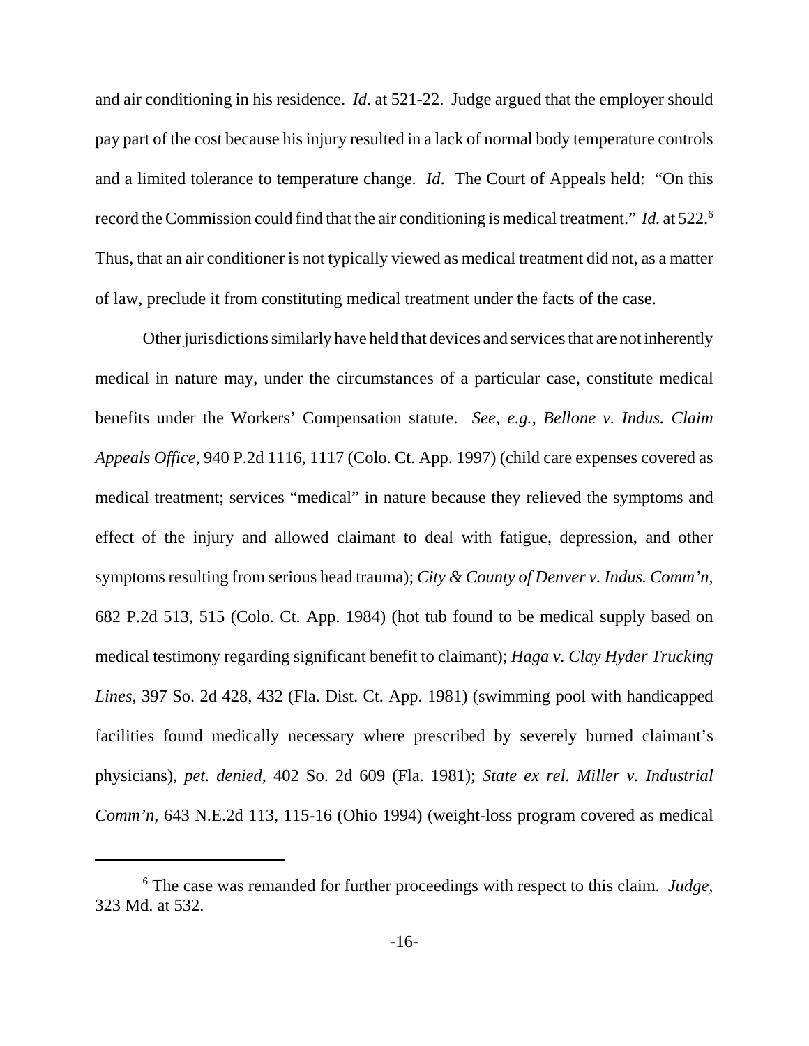and air conditioning in his residence. *Id*. at 521-22. Judge argued that the employer should pay part of the cost because his injury resulted in a lack of normal body temperature controls and a limited tolerance to temperature change. *Id*. The Court of Appeals held: "On this record the Commission could find that the air conditioning is medical treatment." *Id.* at 522.[6] Thus, that an air conditioner is not typically viewed as medical treatment did not, as a matter of law, preclude it from constituting medical treatment under the facts of the case.

Other jurisdictions similarly have held that devices and services that are not inherently medical in nature may, under the circumstances of a particular case, constitute medical benefits under the Workers' Compensation statute. *See, e.g.*, *Bellone v. Indus. Claim Appeals Office*, 940 P.2d 1116, 1117 (Colo. Ct. App. 1997) (child care expenses covered as medical treatment; services "medical" in nature because they relieved the symptoms and effect of the injury and allowed claimant to deal with fatigue, depression, and other symptoms resulting from serious head trauma); *City & County of Denver v. Indus. Comm'n*, 682 P.2d 513, 515 (Colo. Ct. App. 1984) (hot tub found to be medical supply based on medical testimony regarding significant benefit to claimant); *Haga v. Clay Hyder Trucking Lines*, 397 So. 2d 428, 432 (Fla. Dist. Ct. App. 1981) (swimming pool with handicapped facilities found medically necessary where prescribed by severely burned claimant's physicians), *pet. denied*, 402 So. 2d 609 (Fla. 1981); *State ex rel. Miller v. Industrial Comm'n*, 643 N.E.2d 113, 115-16 (Ohio 1994) (weight-loss program covered as medical

---

[6] The case was remanded for further proceedings with respect to this claim. *Judge*, 323 Md. at 532.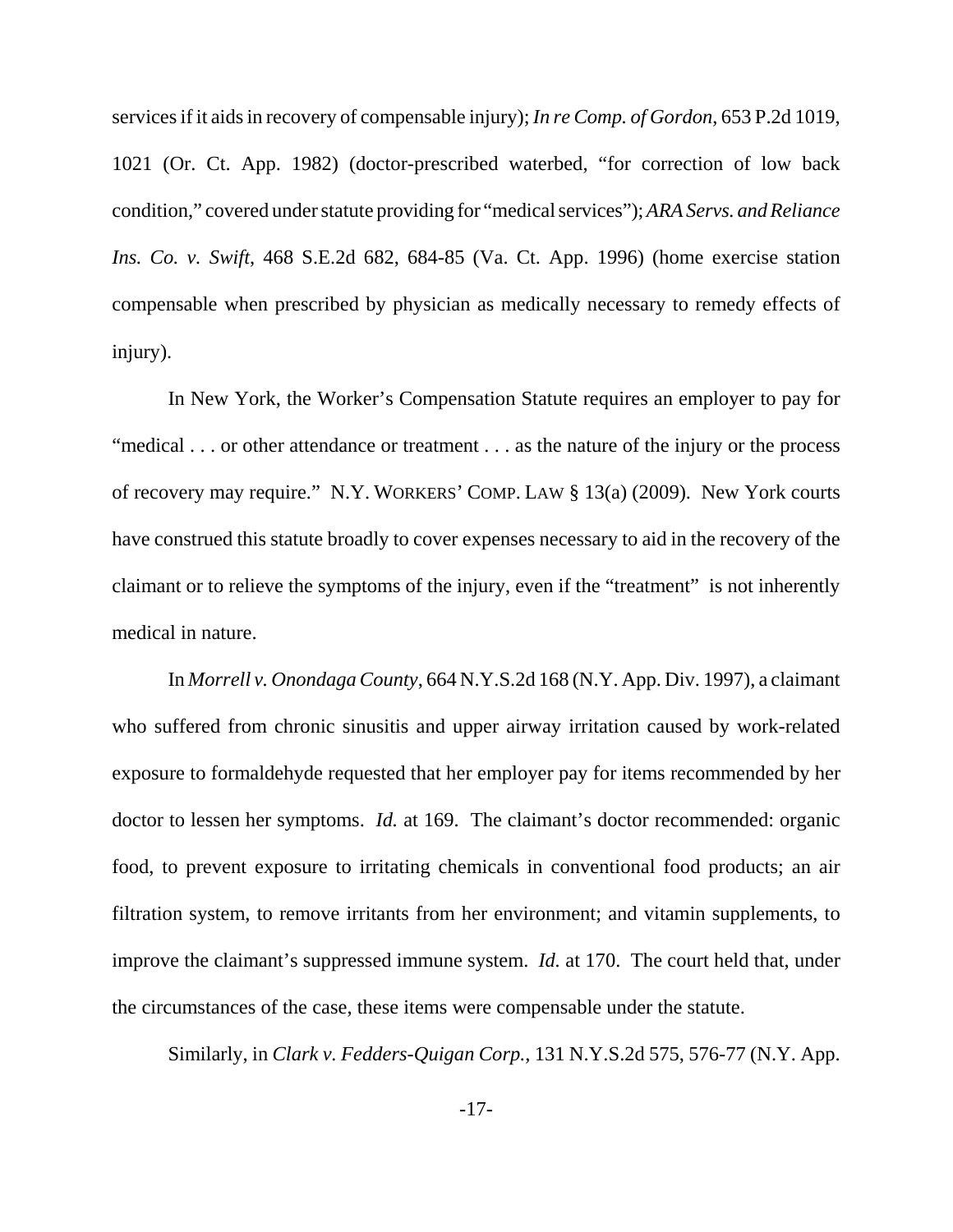services if it aids in recovery of compensable injury); *In re Comp. of Gordon*, 653 P.2d 1019, 1021 (Or. Ct. App. 1982) (doctor-prescribed waterbed, "for correction of low back condition," covered under statute providing for "medical services"); *ARA Servs. and Reliance Ins. Co. v. Swift*, 468 S.E.2d 682, 684-85 (Va. Ct. App. 1996) (home exercise station compensable when prescribed by physician as medically necessary to remedy effects of injury).

In New York, the Worker's Compensation Statute requires an employer to pay for "medical . . . or other attendance or treatment . . . as the nature of the injury or the process of recovery may require." N.Y. WORKERS' COMP. LAW § 13(a) (2009). New York courts have construed this statute broadly to cover expenses necessary to aid in the recovery of the claimant or to relieve the symptoms of the injury, even if the "treatment" is not inherently medical in nature.

In *Morrell v. Onondaga County*, 664 N.Y.S.2d 168 (N.Y. App. Div. 1997), a claimant who suffered from chronic sinusitis and upper airway irritation caused by work-related exposure to formaldehyde requested that her employer pay for items recommended by her doctor to lessen her symptoms. *Id.* at 169. The claimant's doctor recommended: organic food, to prevent exposure to irritating chemicals in conventional food products; an air filtration system, to remove irritants from her environment; and vitamin supplements, to improve the claimant's suppressed immune system. *Id.* at 170. The court held that, under the circumstances of the case, these items were compensable under the statute.

Similarly, in *Clark v. Fedders-Quigan Corp.*, 131 N.Y.S.2d 575, 576-77 (N.Y. App.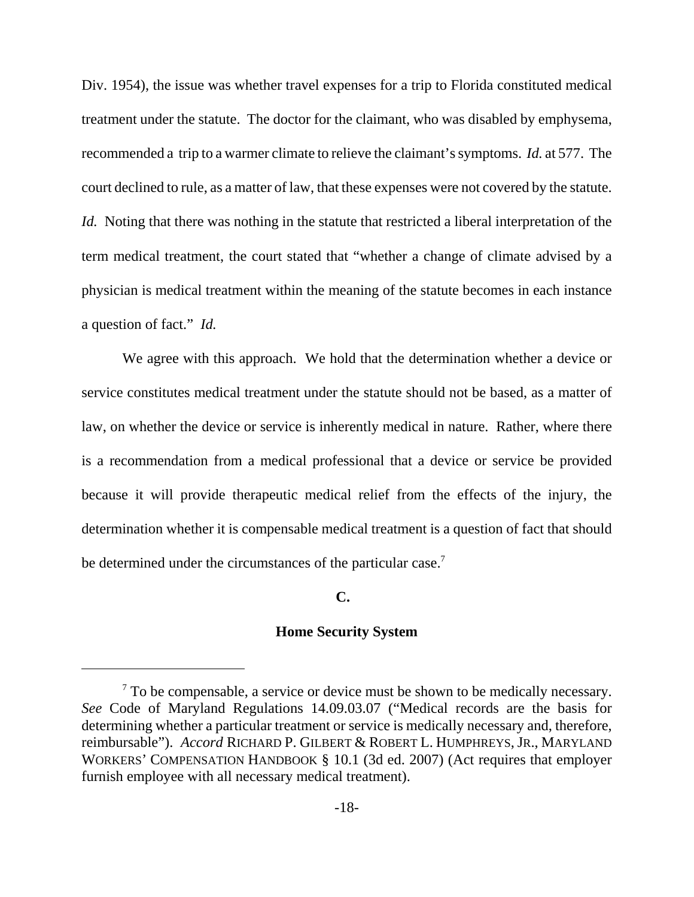Div. 1954), the issue was whether travel expenses for a trip to Florida constituted medical treatment under the statute. The doctor for the claimant, who was disabled by emphysema, recommended a trip to a warmer climate to relieve the claimant's symptoms. *Id.* at 577. The court declined to rule, as a matter of law, that these expenses were not covered by the statute. *Id.* Noting that there was nothing in the statute that restricted a liberal interpretation of the term medical treatment, the court stated that "whether a change of climate advised by a physician is medical treatment within the meaning of the statute becomes in each instance a question of fact." *Id.*

We agree with this approach. We hold that the determination whether a device or service constitutes medical treatment under the statute should not be based, as a matter of law, on whether the device or service is inherently medical in nature. Rather, where there is a recommendation from a medical professional that a device or service be provided because it will provide therapeutic medical relief from the effects of the injury, the determination whether it is compensable medical treatment is a question of fact that should be determined under the circumstances of the particular case.[7]

**C.**

**Home Security System**

---

[7] To be compensable, a service or device must be shown to be medically necessary. *See* Code of Maryland Regulations 14.09.03.07 ("Medical records are the basis for determining whether a particular treatment or service is medically necessary and, therefore, reimbursable"). *Accord* RICHARD P. GILBERT & ROBERT L. HUMPHREYS, JR., MARYLAND WORKERS' COMPENSATION HANDBOOK § 10.1 (3d ed. 2007) (Act requires that employer furnish employee with all necessary medical treatment).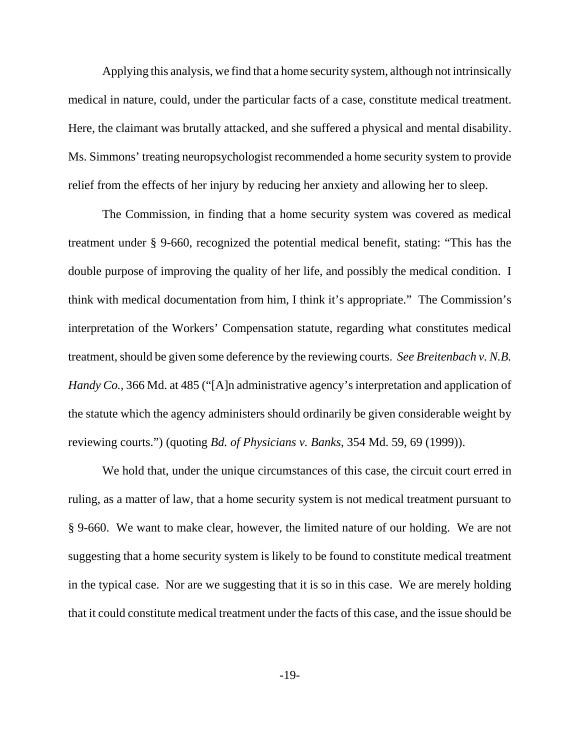Applying this analysis, we find that a home security system, although not intrinsically medical in nature, could, under the particular facts of a case, constitute medical treatment. Here, the claimant was brutally attacked, and she suffered a physical and mental disability. Ms. Simmons' treating neuropsychologist recommended a home security system to provide relief from the effects of her injury by reducing her anxiety and allowing her to sleep.

The Commission, in finding that a home security system was covered as medical treatment under § 9-660, recognized the potential medical benefit, stating: "This has the double purpose of improving the quality of her life, and possibly the medical condition. I think with medical documentation from him, I think it's appropriate." The Commission's interpretation of the Workers' Compensation statute, regarding what constitutes medical treatment, should be given some deference by the reviewing courts. *See Breitenbach v. N.B. Handy Co.*, 366 Md. at 485 ("[A]n administrative agency's interpretation and application of the statute which the agency administers should ordinarily be given considerable weight by reviewing courts.") (quoting *Bd. of Physicians v. Banks*, 354 Md. 59, 69 (1999)).

We hold that, under the unique circumstances of this case, the circuit court erred in ruling, as a matter of law, that a home security system is not medical treatment pursuant to § 9-660. We want to make clear, however, the limited nature of our holding. We are not suggesting that a home security system is likely to be found to constitute medical treatment in the typical case. Nor are we suggesting that it is so in this case. We are merely holding that it could constitute medical treatment under the facts of this case, and the issue should be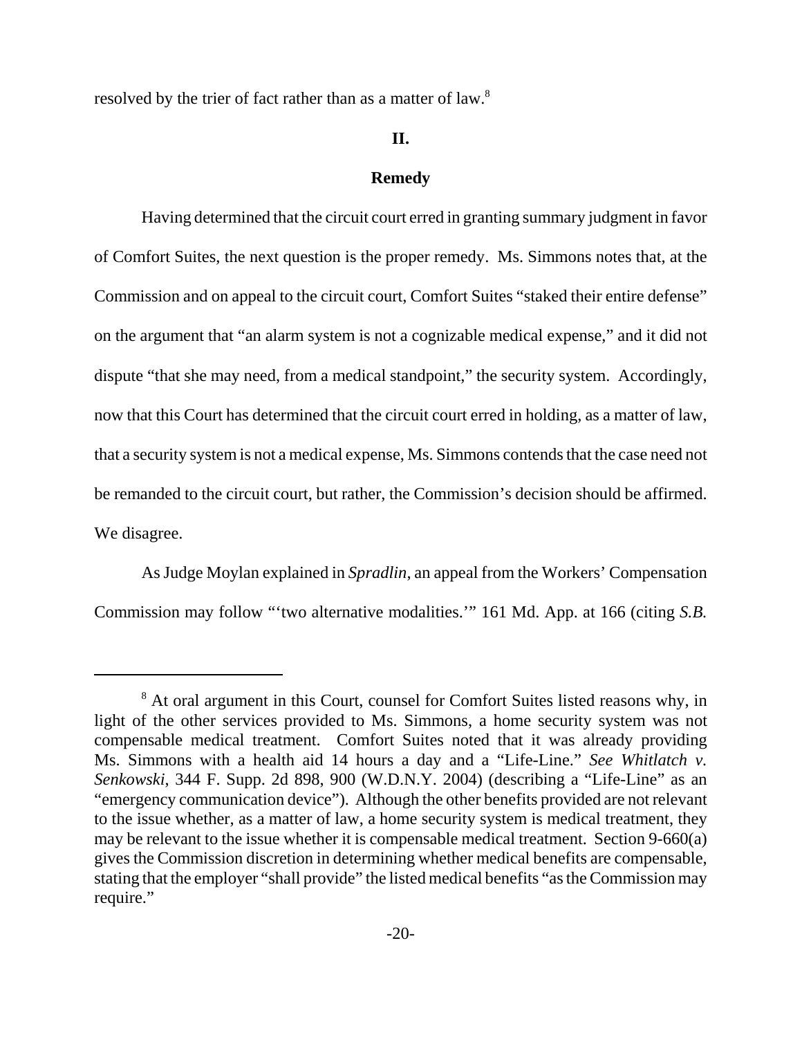resolved by the trier of fact rather than as a matter of law.[8]

## II.

## Remedy

Having determined that the circuit court erred in granting summary judgment in favor of Comfort Suites, the next question is the proper remedy. Ms. Simmons notes that, at the Commission and on appeal to the circuit court, Comfort Suites "staked their entire defense" on the argument that "an alarm system is not a cognizable medical expense," and it did not dispute "that she may need, from a medical standpoint," the security system. Accordingly, now that this Court has determined that the circuit court erred in holding, as a matter of law, that a security system is not a medical expense, Ms. Simmons contends that the case need not be remanded to the circuit court, but rather, the Commission's decision should be affirmed. We disagree.

As Judge Moylan explained in *Spradlin*, an appeal from the Workers' Compensation Commission may follow "'two alternative modalities.'" 161 Md. App. at 166 (citing *S.B.*

---

[8] At oral argument in this Court, counsel for Comfort Suites listed reasons why, in light of the other services provided to Ms. Simmons, a home security system was not compensable medical treatment. Comfort Suites noted that it was already providing Ms. Simmons with a health aid 14 hours a day and a "Life-Line." *See Whitlatch v. Senkowski*, 344 F. Supp. 2d 898, 900 (W.D.N.Y. 2004) (describing a "Life-Line" as an "emergency communication device"). Although the other benefits provided are not relevant to the issue whether, as a matter of law, a home security system is medical treatment, they may be relevant to the issue whether it is compensable medical treatment. Section 9-660(a) gives the Commission discretion in determining whether medical benefits are compensable, stating that the employer "shall provide" the listed medical benefits "as the Commission may require."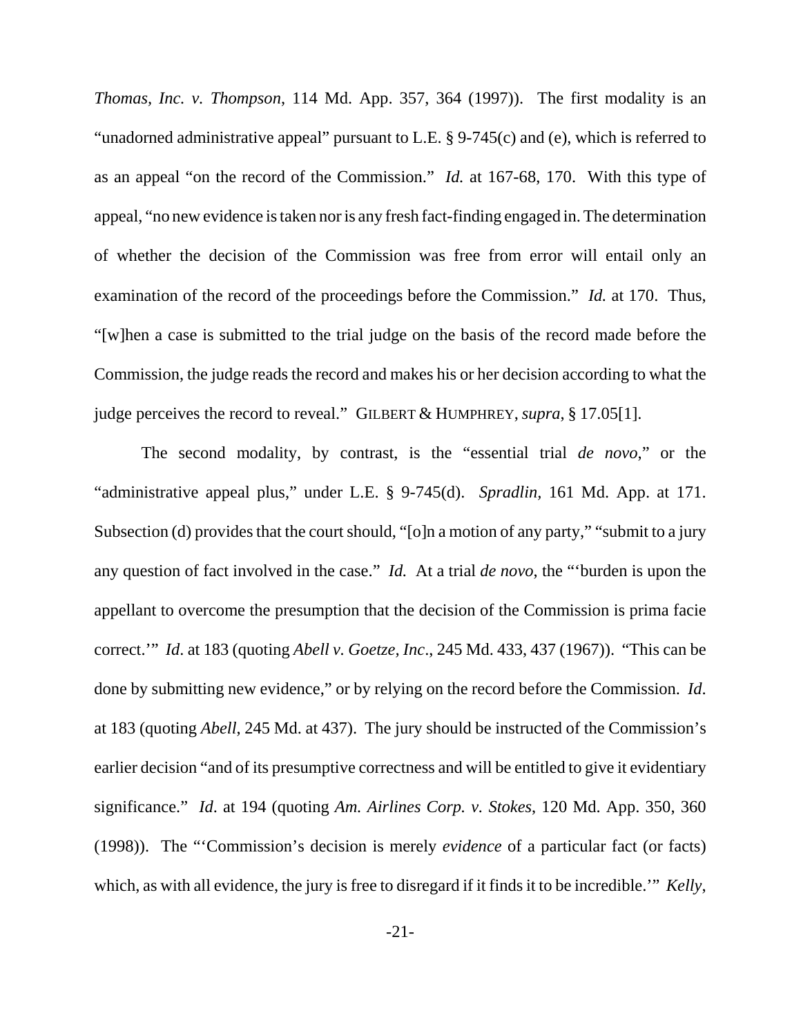*Thomas, Inc. v. Thompson*, 114 Md. App. 357, 364 (1997)). The first modality is an "unadorned administrative appeal" pursuant to L.E. § 9-745(c) and (e), which is referred to as an appeal "on the record of the Commission." *Id.* at 167-68, 170. With this type of appeal, "no new evidence is taken nor is any fresh fact-finding engaged in. The determination of whether the decision of the Commission was free from error will entail only an examination of the record of the proceedings before the Commission." *Id.* at 170. Thus, "[w]hen a case is submitted to the trial judge on the basis of the record made before the Commission, the judge reads the record and makes his or her decision according to what the judge perceives the record to reveal." GILBERT & HUMPHREY, *supra*, § 17.05[1].

The second modality, by contrast, is the "essential trial *de novo*," or the "administrative appeal plus," under L.E. § 9-745(d). *Spradlin*, 161 Md. App. at 171. Subsection (d) provides that the court should, "[o]n a motion of any party," "submit to a jury any question of fact involved in the case." *Id.* At a trial *de novo*, the "'burden is upon the appellant to overcome the presumption that the decision of the Commission is prima facie correct.'" *Id*. at 183 (quoting *Abell v. Goetze, Inc*., 245 Md. 433, 437 (1967)). "This can be done by submitting new evidence," or by relying on the record before the Commission. *Id*. at 183 (quoting *Abell*, 245 Md. at 437). The jury should be instructed of the Commission's earlier decision "and of its presumptive correctness and will be entitled to give it evidentiary significance." *Id*. at 194 (quoting *Am. Airlines Corp. v. Stokes*, 120 Md. App. 350, 360 (1998)). The "'Commission's decision is merely *evidence* of a particular fact (or facts) which, as with all evidence, the jury is free to disregard if it finds it to be incredible.'" *Kelly*,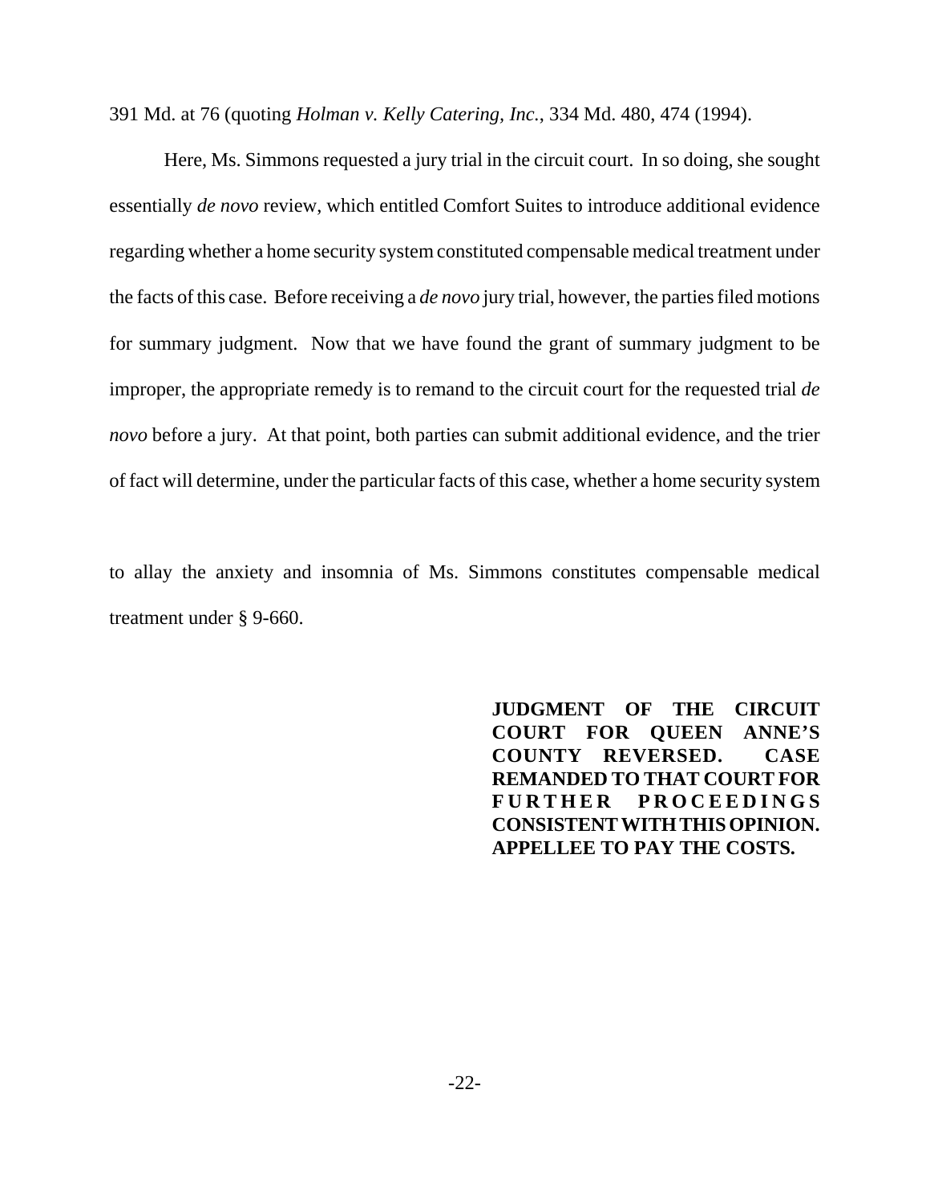391 Md. at 76 (quoting *Holman v. Kelly Catering, Inc.*, 334 Md. 480, 474 (1994).

Here, Ms. Simmons requested a jury trial in the circuit court. In so doing, she sought essentially *de novo* review, which entitled Comfort Suites to introduce additional evidence regarding whether a home security system constituted compensable medical treatment under the facts of this case. Before receiving a *de novo* jury trial, however, the parties filed motions for summary judgment. Now that we have found the grant of summary judgment to be improper, the appropriate remedy is to remand to the circuit court for the requested trial *de novo* before a jury. At that point, both parties can submit additional evidence, and the trier of fact will determine, under the particular facts of this case, whether a home security system to allay the anxiety and insomnia of Ms. Simmons constitutes compensable medical treatment under § 9-660.

**JUDGMENT OF THE CIRCUIT COURT FOR QUEEN ANNE'S COUNTY REVERSED. CASE REMANDED TO THAT COURT FOR FURTHER PROCEEDINGS CONSISTENT WITH THIS OPINION. APPELLEE TO PAY THE COSTS.**